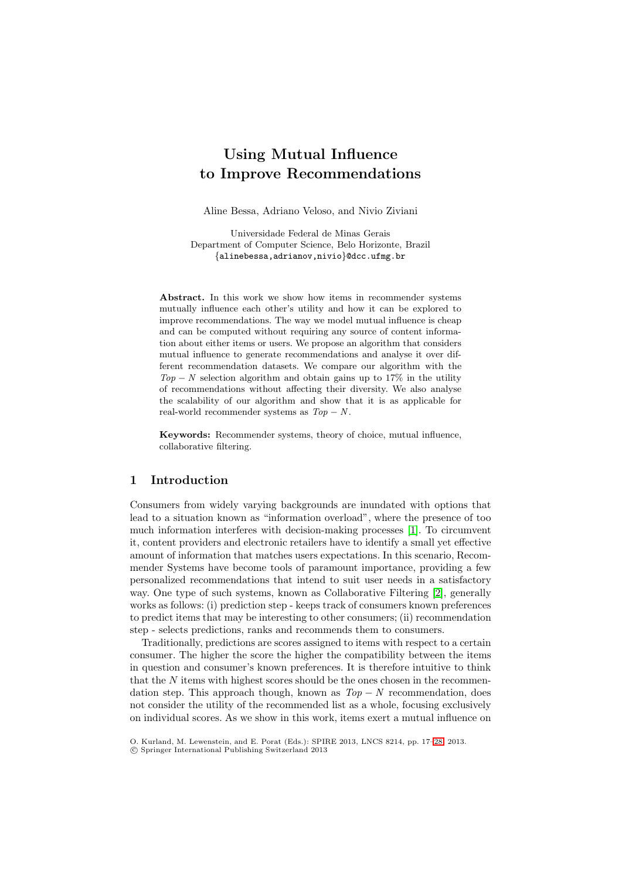#  Using Mutual Influence to Improve Recommendations

Aline Bessa, Adriano Veloso, and Nivio Ziviani

Universidade Federal de Minas Gerais
Department of Computer Science, Belo Horizonte, Brazil
{alinebessa,adrianov,nivio}@dcc.ufmg.br

**Abstract.** In this work we show how items in recommender systems mutually influence each other's utility and how it can be explored to improve recommendations. The way we model mutual influence is cheap and can be computed without requiring any source of content information about either items or users. We propose an algorithm that considers mutual influence to generate recommendations and analyse it over different recommendation datasets. We compare our algorithm with the $Top-N$ selection algorithm and obtain gains up to 17% in the utility of recommendations without affecting their diversity. We also analyse the scalability of our algorithm and show that it is as applicable for real-world recommender systems as $Top-N$.

**Keywords:** Recommender systems, theory of choice, mutual influence, collaborative filtering.

## 1 Introduction

Consumers from widely varying backgrounds are inundated with options that lead to a situation known as "information overload", where the presence of too much information interferes with decision-making processes [1]. To circumvent it, content providers and electronic retailers have to identify a small yet effective amount of information that matches users expectations. In this scenario, Recommender Systems have become tools of paramount importance, providing a few personalized recommendations that intend to suit user needs in a satisfactory way. One type of such systems, known as Collaborative Filtering [2], generally works as follows: (i) prediction step - keeps track of consumers known preferences to predict items that may be interesting to other consumers; (ii) recommendation step - selects predictions, ranks and recommends them to consumers.

Traditionally, predictions are scores assigned to items with respect to a certain consumer. The higher the score the higher the compatibility between the items in question and consumer's known preferences. It is therefore intuitive to think that the $N$ items with highest scores should be the ones chosen in the recommendation step. This approach though, known as $Top-N$ recommendation, does not consider the utility of the recommended list as a whole, focusing exclusively on individual scores. As we show in this work, items exert a mutual influence on

O. Kurland, M. Lewenstein, and E. Porat (Eds.): SPIRE 2013, LNCS 8214, pp. 17–28, 2013.
© Springer International Publishing Switzerland 2013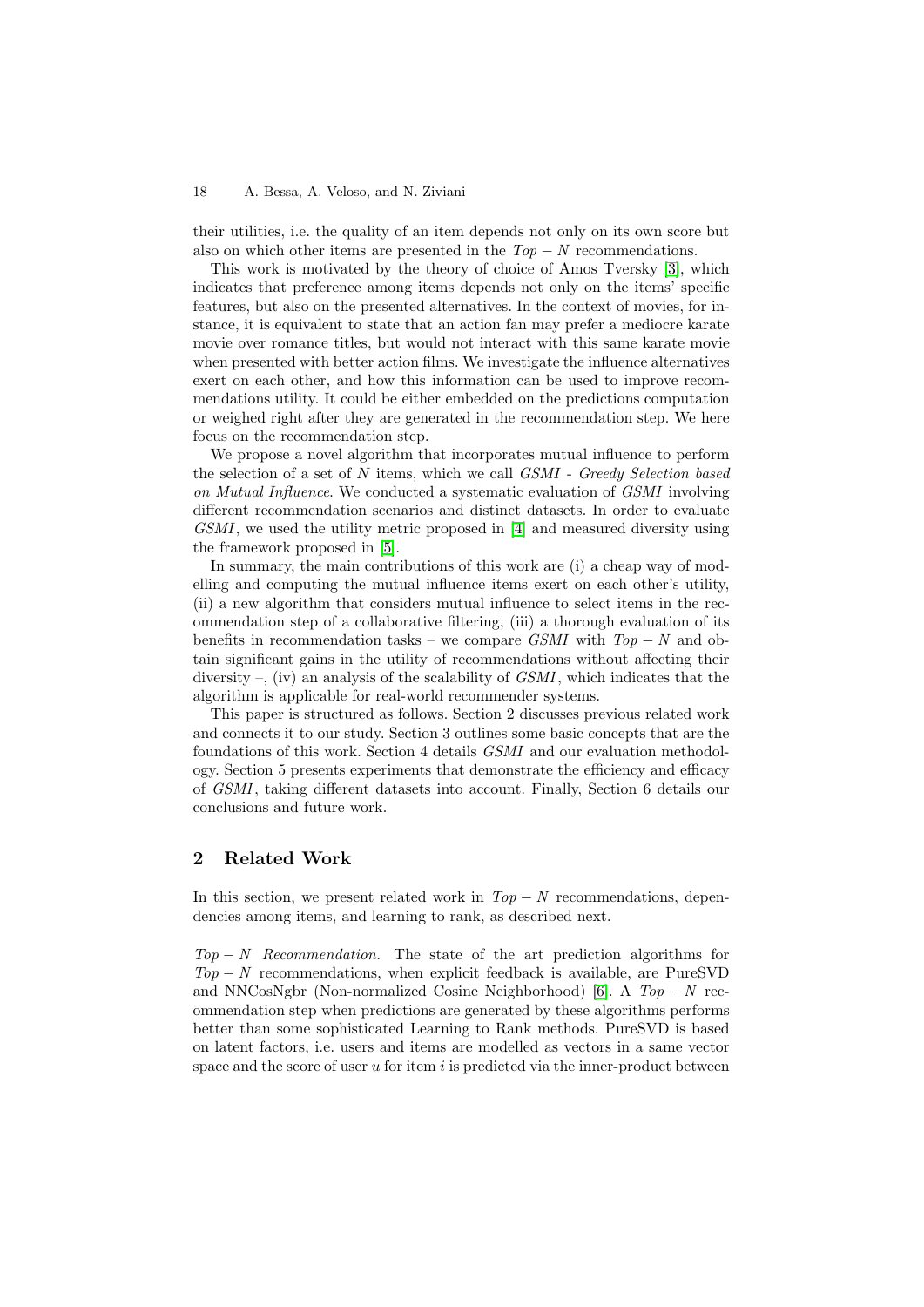their utilities, i.e. the quality of an item depends not only on its own score but also on which other items are presented in the $Top - N$ recommendations.

This work is motivated by the theory of choice of Amos Tversky [3], which indicates that preference among items depends not only on the items' specific features, but also on the presented alternatives. In the context of movies, for instance, it is equivalent to state that an action fan may prefer a mediocre karate movie over romance titles, but would not interact with this same karate movie when presented with better action films. We investigate the influence alternatives exert on each other, and how this information can be used to improve recommendations utility. It could be either embedded on the predictions computation or weighed right after they are generated in the recommendation step. We here focus on the recommendation step.

We propose a novel algorithm that incorporates mutual influence to perform the selection of a set of $N$ items, which we call *GSMI - Greedy Selection based on Mutual Influence*. We conducted a systematic evaluation of *GSMI* involving different recommendation scenarios and distinct datasets. In order to evaluate *GSMI*, we used the utility metric proposed in [4] and measured diversity using the framework proposed in [5].

In summary, the main contributions of this work are (i) a cheap way of modelling and computing the mutual influence items exert on each other's utility, (ii) a new algorithm that considers mutual influence to select items in the recommendation step of a collaborative filtering, (iii) a thorough evaluation of its benefits in recommendation tasks – we compare *GSMI* with $Top - N$ and obtain significant gains in the utility of recommendations without affecting their diversity –, (iv) an analysis of the scalability of *GSMI*, which indicates that the algorithm is applicable for real-world recommender systems.

This paper is structured as follows. Section 2 discusses previous related work and connects it to our study. Section 3 outlines some basic concepts that are the foundations of this work. Section 4 details *GSMI* and our evaluation methodology. Section 5 presents experiments that demonstrate the efficiency and efficacy of *GSMI*, taking different datasets into account. Finally, Section 6 details our conclusions and future work.

## 2 Related Work

In this section, we present related work in $Top - N$ recommendations, dependencies among items, and learning to rank, as described next.

*$Top - N$ Recommendation.* The state of the art prediction algorithms for $Top - N$ recommendations, when explicit feedback is available, are PureSVD and NNCosNgbr (Non-normalized Cosine Neighborhood) [6]. A $Top - N$ recommendation step when predictions are generated by these algorithms performs better than some sophisticated Learning to Rank methods. PureSVD is based on latent factors, i.e. users and items are modelled as vectors in a same vector space and the score of user $u$ for item $i$ is predicted via the inner-product between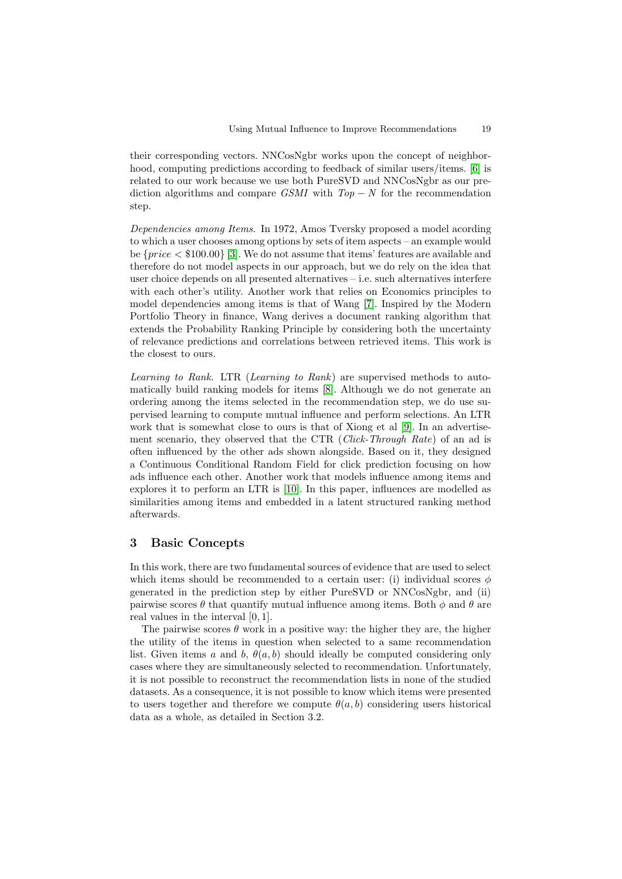their corresponding vectors. NNCosNgbr works upon the concept of neighborhood, computing predictions according to feedback of similar users/items. [6] is related to our work because we use both PureSVD and NNCosNgbr as our prediction algorithms and compare *GSMI* with $Top - N$ for the recommendation step.

*Dependencies among Items.* In 1972, Amos Tversky proposed a model acording to which a user chooses among options by sets of item aspects – an example would be $\{price < \$100.00\}$ [3]. We do not assume that items' features are available and therefore do not model aspects in our approach, but we do rely on the idea that user choice depends on all presented alternatives – i.e. such alternatives interfere with each other's utility. Another work that relies on Economics principles to model dependencies among items is that of Wang [7]. Inspired by the Modern Portfolio Theory in finance, Wang derives a document ranking algorithm that extends the Probability Ranking Principle by considering both the uncertainty of relevance predictions and correlations between retrieved items. This work is the closest to ours.

*Learning to Rank.* LTR (*Learning to Rank*) are supervised methods to automatically build ranking models for items [8]. Although we do not generate an ordering among the items selected in the recommendation step, we do use supervised learning to compute mutual influence and perform selections. An LTR work that is somewhat close to ours is that of Xiong et al [9]. In an advertisement scenario, they observed that the CTR (*Click-Through Rate*) of an ad is often influenced by the other ads shown alongside. Based on it, they designed a Continuous Conditional Random Field for click prediction focusing on how ads influence each other. Another work that models influence among items and explores it to perform an LTR is [10]. In this paper, influences are modelled as similarities among items and embedded in a latent structured ranking method afterwards.

## 3 Basic Concepts

In this work, there are two fundamental sources of evidence that are used to select which items should be recommended to a certain user: (i) individual scores $\phi$ generated in the prediction step by either PureSVD or NNCosNgbr, and (ii) pairwise scores $\theta$ that quantify mutual influence among items. Both $\phi$ and $\theta$ are real values in the interval $[0, 1]$.

The pairwise scores $\theta$ work in a positive way: the higher they are, the higher the utility of the items in question when selected to a same recommendation list. Given items $a$ and $b$, $\theta(a, b)$ should ideally be computed considering only cases where they are simultaneously selected to recommendation. Unfortunately, it is not possible to reconstruct the recommendation lists in none of the studied datasets. As a consequence, it is not possible to know which items were presented to users together and therefore we compute $\theta(a, b)$ considering users historical data as a whole, as detailed in Section 3.2.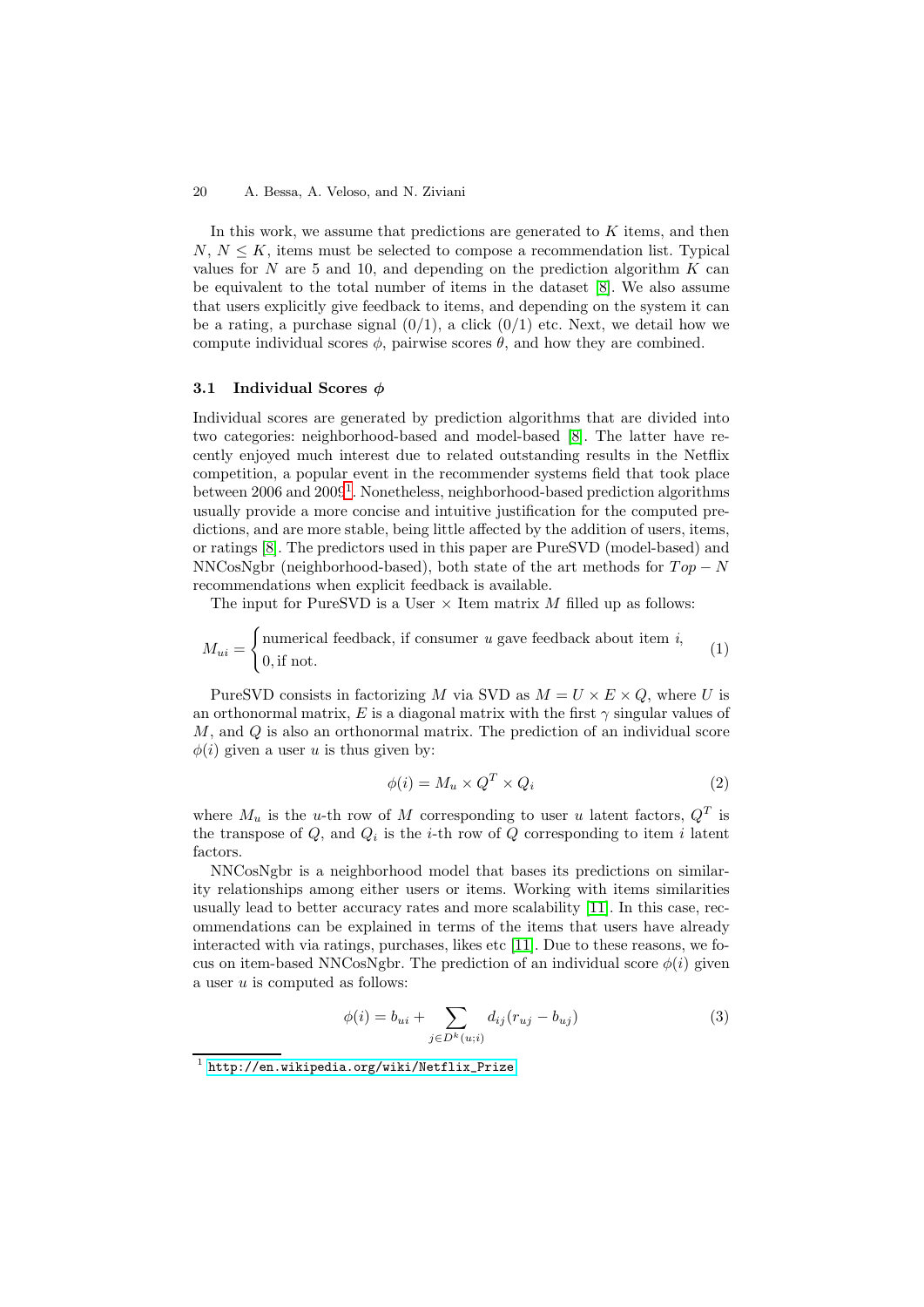In this work, we assume that predictions are generated to $K$ items, and then $N$, $N \leq K$, items must be selected to compose a recommendation list. Typical values for $N$ are 5 and 10, and depending on the prediction algorithm $K$ can be equivalent to the total number of items in the dataset [8]. We also assume that users explicitly give feedback to items, and depending on the system it can be a rating, a purchase signal (0/1), a click (0/1) etc. Next, we detail how we compute individual scores $\phi$, pairwise scores $\theta$, and how they are combined.

### 3.1 Individual Scores $\phi$

Individual scores are generated by prediction algorithms that are divided into two categories: neighborhood-based and model-based [8]. The latter have recently enjoyed much interest due to related outstanding results in the Netflix competition, a popular event in the recommender systems field that took place between 2006 and 2009[1]. Nonetheless, neighborhood-based prediction algorithms usually provide a more concise and intuitive justification for the computed predictions, and are more stable, being little affected by the addition of users, items, or ratings [8]. The predictors used in this paper are PureSVD (model-based) and NNCosNgbr (neighborhood-based), both state of the art methods for $Top - N$ recommendations when explicit feedback is available.

The input for PureSVD is a User $\times$ Item matrix $M$ filled up as follows:

$$M_{ui} = \begin{cases} \text{numerical feedback, if consumer } u \text{ gave feedback about item } i, \\ 0, \text{if not.} \end{cases} \quad (1)$$

PureSVD consists in factorizing $M$ via SVD as $M = U \times E \times Q$, where $U$ is an orthonormal matrix, $E$ is a diagonal matrix with the first $\gamma$ singular values of $M$, and $Q$ is also an orthonormal matrix. The prediction of an individual score $\phi(i)$ given a user $u$ is thus given by:

$$\phi(i) = M_u \times Q^T \times Q_i \quad (2)$$

where $M_u$ is the $u$-th row of $M$ corresponding to user $u$ latent factors, $Q^T$ is the transpose of $Q$, and $Q_i$ is the $i$-th row of $Q$ corresponding to item $i$ latent factors.

NNCosNgbr is a neighborhood model that bases its predictions on similarity relationships among either users or items. Working with items similarities usually lead to better accuracy rates and more scalability [11]. In this case, recommendations can be explained in terms of the items that users have already interacted with via ratings, purchases, likes etc [11]. Due to these reasons, we focus on item-based NNCosNgbr. The prediction of an individual score $\phi(i)$ given a user $u$ is computed as follows:

$$\phi(i) = b_{ui} + \sum_{j \in D^k(u;i)} d_{ij}(r_{uj} - b_{uj}) \quad (3)$$

[1] http://en.wikipedia.org/wiki/Netflix_Prize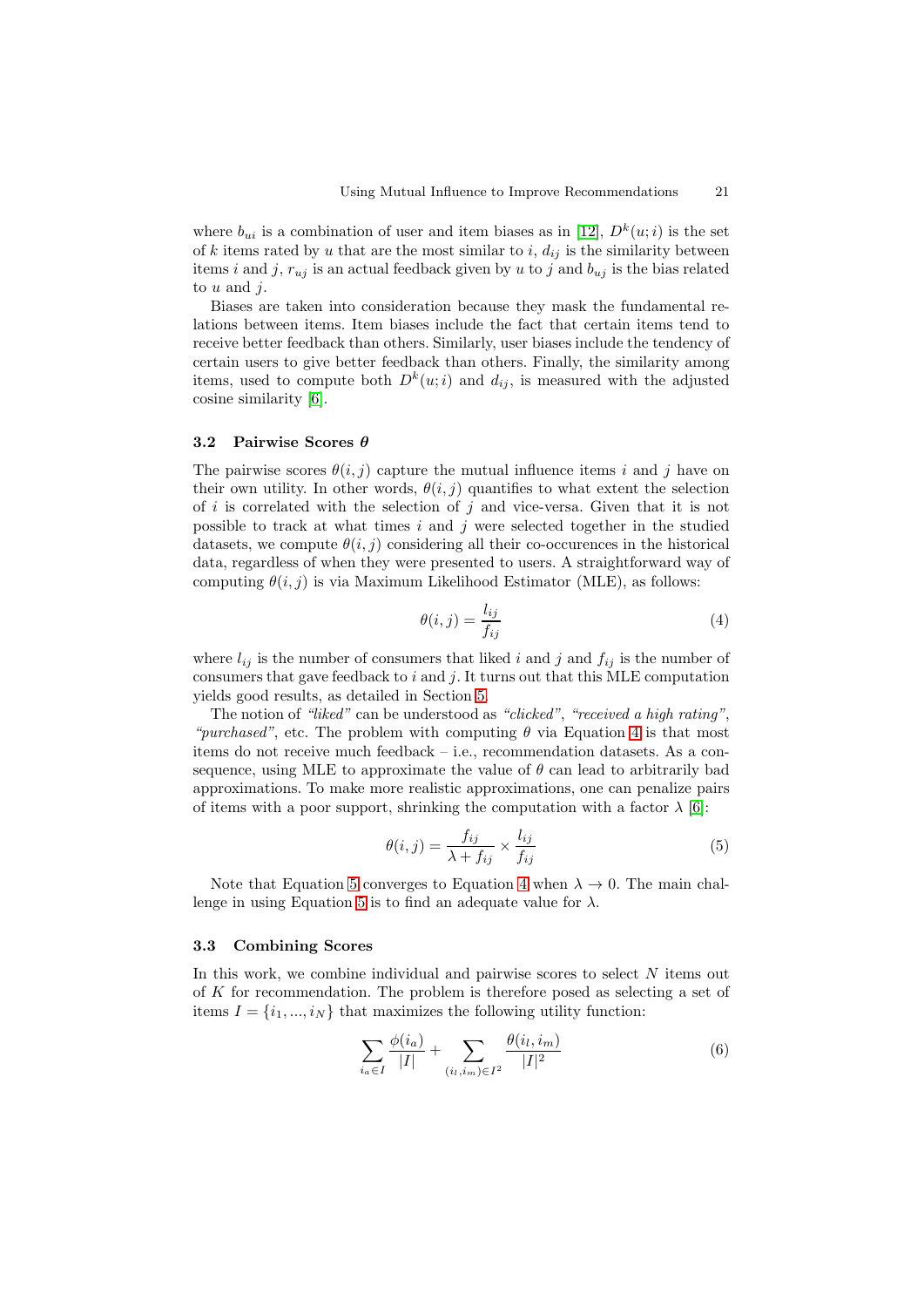where $b_{ui}$ is a combination of user and item biases as in [12], $D^k(u;i)$ is the set of $k$ items rated by $u$ that are the most similar to $i$, $d_{ij}$ is the similarity between items $i$ and $j$, $r_{uj}$ is an actual feedback given by $u$ to $j$ and $b_{uj}$ is the bias related to $u$ and $j$.

Biases are taken into consideration because they mask the fundamental relations between items. Item biases include the fact that certain items tend to receive better feedback than others. Similarly, user biases include the tendency of certain users to give better feedback than others. Finally, the similarity among items, used to compute both $D^k(u;i)$ and $d_{ij}$, is measured with the adjusted cosine similarity [6].

### 3.2 Pairwise Scores $\theta$

The pairwise scores $\theta(i,j)$ capture the mutual influence items $i$ and $j$ have on their own utility. In other words, $\theta(i,j)$ quantifies to what extent the selection of $i$ is correlated with the selection of $j$ and vice-versa. Given that it is not possible to track at what times $i$ and $j$ were selected together in the studied datasets, we compute $\theta(i,j)$ considering all their co-occurences in the historical data, regardless of when they were presented to users. A straightforward way of computing $\theta(i,j)$ is via Maximum Likelihood Estimator (MLE), as follows:

$$\theta(i,j) = \frac{l_{ij}}{f_{ij}} \tag{4}$$

where $l_{ij}$ is the number of consumers that liked $i$ and $j$ and $f_{ij}$ is the number of consumers that gave feedback to $i$ and $j$. It turns out that this MLE computation yields good results, as detailed in Section 5.

The notion of *"liked"* can be understood as *"clicked"*, *"received a high rating"*, *"purchased"*, etc. The problem with computing $\theta$ via Equation 4 is that most items do not receive much feedback – i.e., recommendation datasets. As a consequence, using MLE to approximate the value of $\theta$ can lead to arbitrarily bad approximations. To make more realistic approximations, one can penalize pairs of items with a poor support, shrinking the computation with a factor $\lambda$ [6]:

$$\theta(i,j) = \frac{f_{ij}}{\lambda + f_{ij}} \times \frac{l_{ij}}{f_{ij}} \tag{5}$$

Note that Equation 5 converges to Equation 4 when $\lambda \to 0$. The main challenge in using Equation 5 is to find an adequate value for $\lambda$.

### 3.3 Combining Scores

In this work, we combine individual and pairwise scores to select $N$ items out of $K$ for recommendation. The problem is therefore posed as selecting a set of items $I = \{i_1, ..., i_N\}$ that maximizes the following utility function:

$$\sum_{i_a \in I} \frac{\phi(i_a)}{|I|} + \sum_{(i_l,i_m) \in I^2} \frac{\theta(i_l, i_m)}{|I|^2} \tag{6}$$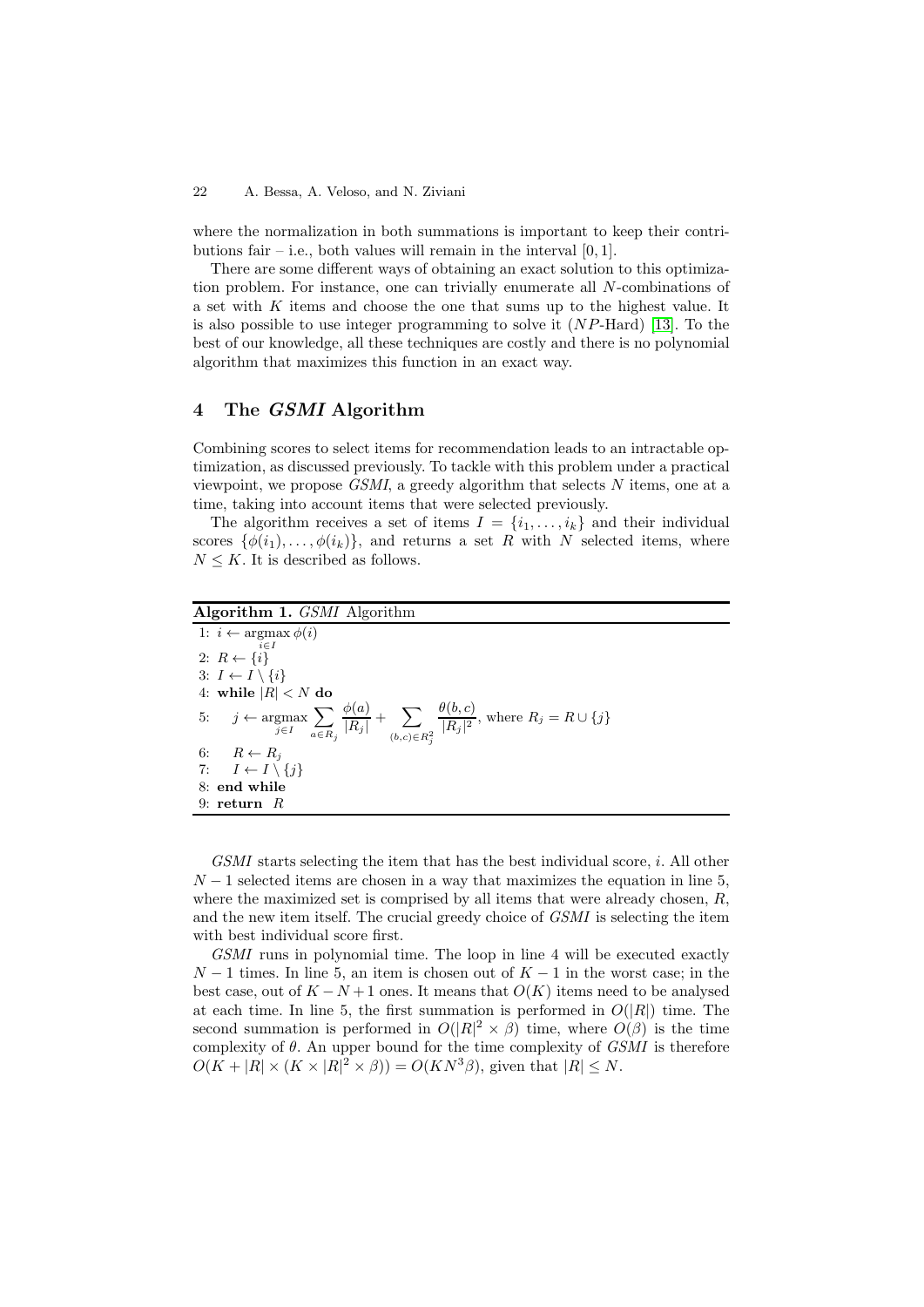where the normalization in both summations is important to keep their contributions fair – i.e., both values will remain in the interval $[0, 1]$.

There are some different ways of obtaining an exact solution to this optimization problem. For instance, one can trivially enumerate all $N$-combinations of a set with $K$ items and choose the one that sums up to the highest value. It is also possible to use integer programming to solve it ($NP$-Hard) [13]. To the best of our knowledge, all these techniques are costly and there is no polynomial algorithm that maximizes this function in an exact way.

## 4 The *GSMI* Algorithm

Combining scores to select items for recommendation leads to an intractable optimization, as discussed previously. To tackle with this problem under a practical viewpoint, we propose *GSMI*, a greedy algorithm that selects $N$ items, one at a time, taking into account items that were selected previously.

The algorithm receives a set of items $I = \{i_1, \ldots, i_k\}$ and their individual scores $\{\phi(i_1), \ldots, \phi(i_k)\}$, and returns a set $R$ with $N$ selected items, where $N \leq K$. It is described as follows.

**Algorithm 1.** *GSMI* Algorithm

1: $i \leftarrow \underset{i \in I}{\operatorname{argmax}}\, \phi(i)$
2: $R \leftarrow \{i\}$
3: $I \leftarrow I \setminus \{i\}$
4: **while** $|R| < N$ **do**
5: $\quad j \leftarrow \underset{j \in I}{\operatorname{argmax}} \sum_{a \in R_j} \frac{\phi(a)}{|R_j|} + \sum_{(b,c) \in R_j^2} \frac{\theta(b,c)}{|R_j|^2}$, where $R_j = R \cup \{j\}$
6: $\quad R \leftarrow R_j$
7: $\quad I \leftarrow I \setminus \{j\}$
8: **end while**
9: **return** $R$

*GSMI* starts selecting the item that has the best individual score, $i$. All other $N-1$ selected items are chosen in a way that maximizes the equation in line 5, where the maximized set is comprised by all items that were already chosen, $R$, and the new item itself. The crucial greedy choice of *GSMI* is selecting the item with best individual score first.

*GSMI* runs in polynomial time. The loop in line 4 will be executed exactly $N-1$ times. In line 5, an item is chosen out of $K-1$ in the worst case; in the best case, out of $K-N+1$ ones. It means that $O(K)$ items need to be analysed at each time. In line 5, the first summation is performed in $O(|R|)$ time. The second summation is performed in $O(|R|^2 \times \beta)$ time, where $O(\beta)$ is the time complexity of $\theta$. An upper bound for the time complexity of *GSMI* is therefore $O(K + |R| \times (K \times |R|^2 \times \beta)) = O(KN^3\beta)$, given that $|R| \leq N$.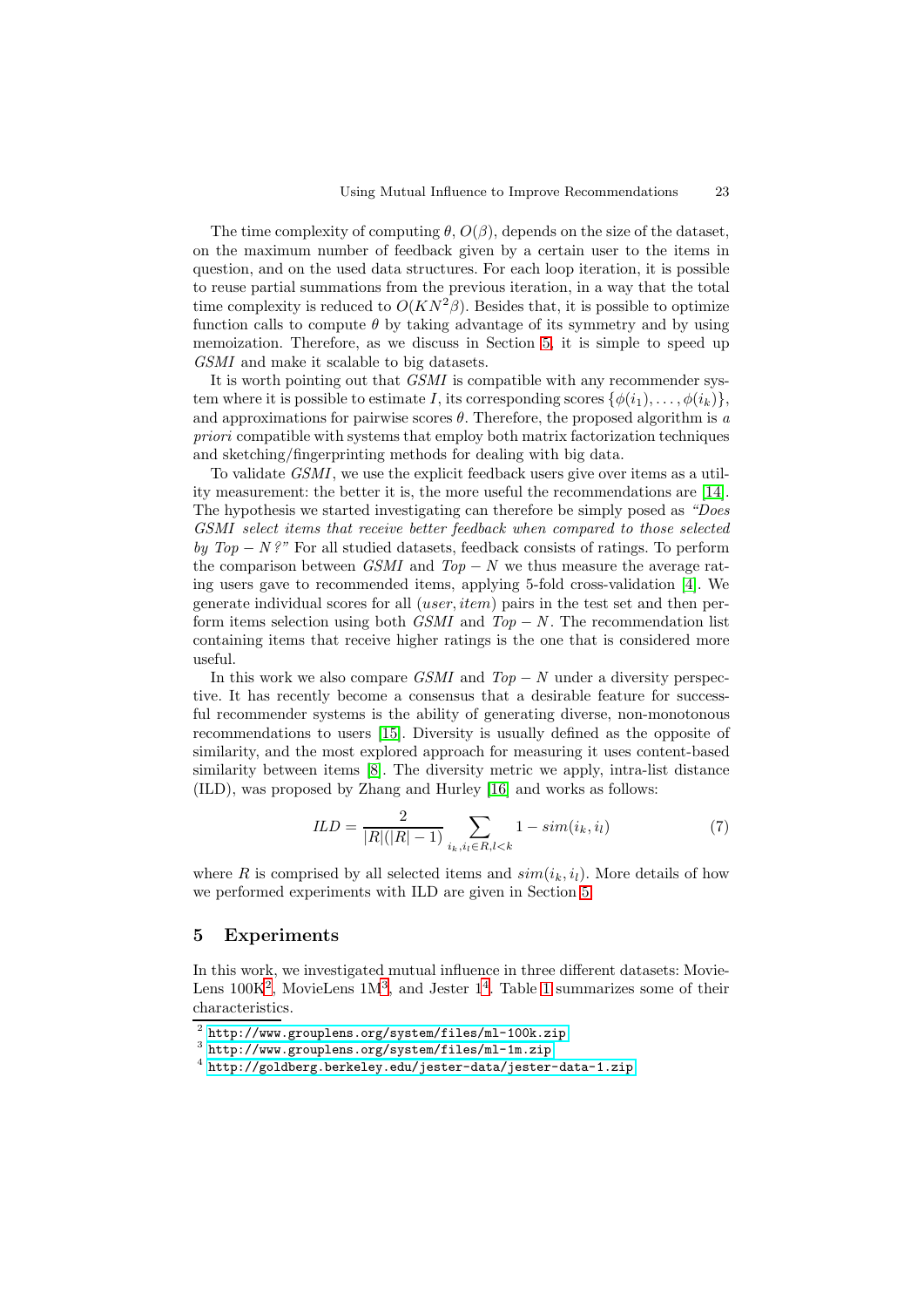The time complexity of computing $\theta$, $O(\beta)$, depends on the size of the dataset, on the maximum number of feedback given by a certain user to the items in question, and on the used data structures. For each loop iteration, it is possible to reuse partial summations from the previous iteration, in a way that the total time complexity is reduced to $O(KN^2\beta)$. Besides that, it is possible to optimize function calls to compute $\theta$ by taking advantage of its symmetry and by using memoization. Therefore, as we discuss in Section 5, it is simple to speed up *GSMI* and make it scalable to big datasets.

It is worth pointing out that *GSMI* is compatible with any recommender system where it is possible to estimate $I$, its corresponding scores $\{\phi(i_1), \ldots, \phi(i_k)\}$, and approximations for pairwise scores $\theta$. Therefore, the proposed algorithm is *a priori* compatible with systems that employ both matrix factorization techniques and sketching/fingerprinting methods for dealing with big data.

To validate *GSMI*, we use the explicit feedback users give over items as a utility measurement: the better it is, the more useful the recommendations are [14]. The hypothesis we started investigating can therefore be simply posed as *"Does GSMI select items that receive better feedback when compared to those selected by $Top-N$?"* For all studied datasets, feedback consists of ratings. To perform the comparison between *GSMI* and $Top-N$ we thus measure the average rating users gave to recommended items, applying 5-fold cross-validation [4]. We generate individual scores for all $(user, item)$ pairs in the test set and then perform items selection using both *GSMI* and $Top-N$. The recommendation list containing items that receive higher ratings is the one that is considered more useful.

In this work we also compare *GSMI* and $Top-N$ under a diversity perspective. It has recently become a consensus that a desirable feature for successful recommender systems is the ability of generating diverse, non-monotonous recommendations to users [15]. Diversity is usually defined as the opposite of similarity, and the most explored approach for measuring it uses content-based similarity between items [8]. The diversity metric we apply, intra-list distance (ILD), was proposed by Zhang and Hurley [16] and works as follows:

$$ILD = \frac{2}{|R|(|R|-1)} \sum_{i_k, i_l \in R, l<k} 1 - sim(i_k, i_l) \tag{7}$$

where $R$ is comprised by all selected items and $sim(i_k, i_l)$. More details of how we performed experiments with ILD are given in Section 5.

## 5 Experiments

In this work, we investigated mutual influence in three different datasets: MovieLens 100K[2], MovieLens 1M[3], and Jester 1[4]. Table 1 summarizes some of their characteristics.

[2] http://www.grouplens.org/system/files/ml-100k.zip

[3] http://www.grouplens.org/system/files/ml-1m.zip

[4] http://goldberg.berkeley.edu/jester-data/jester-data-1.zip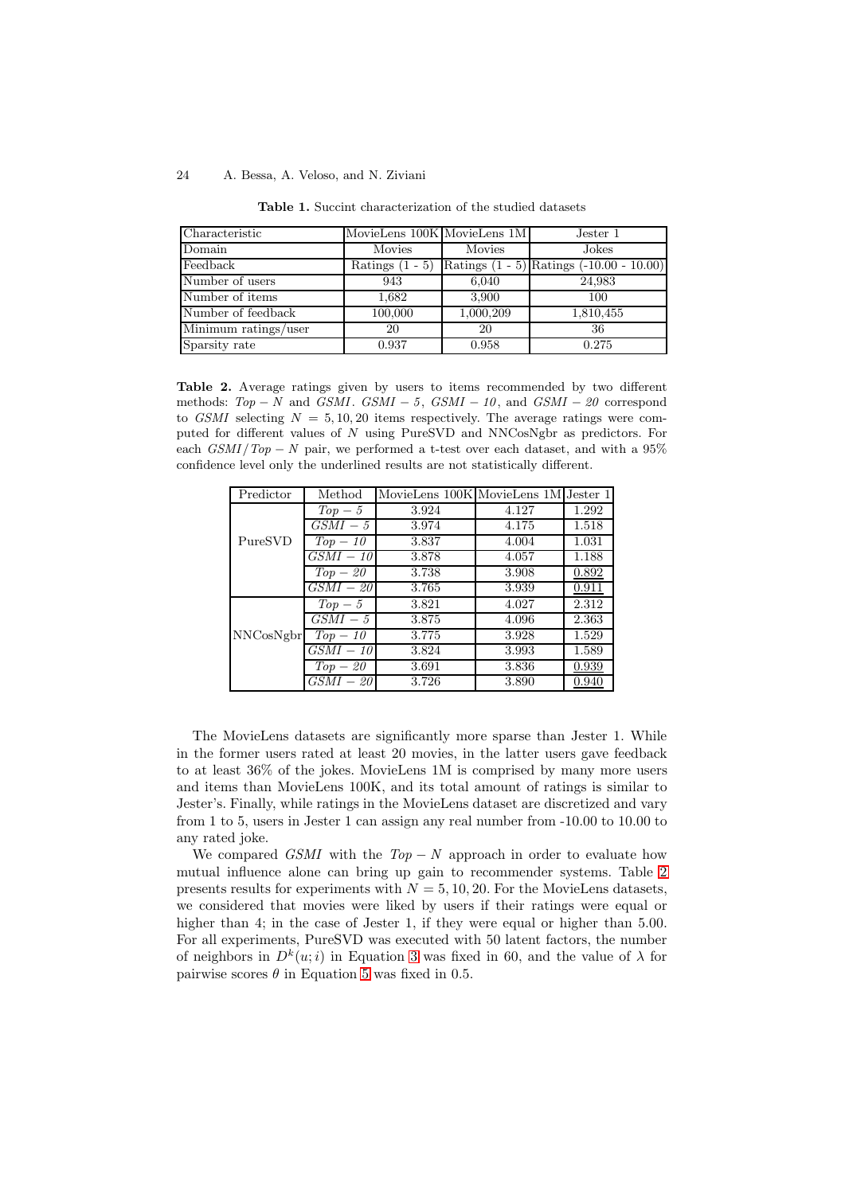**Table 1.** Succint characterization of the studied datasets

| Characteristic | MovieLens 100K | MovieLens 1M | Jester 1 |
|---|---|---|---|
| Domain | Movies | Movies | Jokes |
| Feedback | Ratings (1 - 5) | Ratings (1 - 5) | Ratings (-10.00 - 10.00) |
| Number of users | 943 | 6,040 | 24,983 |
| Number of items | 1,682 | 3,900 | 100 |
| Number of feedback | 100,000 | 1,000,209 | 1,810,455 |
| Minimum ratings/user | 20 | 20 | 36 |
| Sparsity rate | 0.937 | 0.958 | 0.275 |

**Table 2.** Average ratings given by users to items recommended by two different methods: *Top − N* and *GSMI*. *GSMI − 5*, *GSMI − 10*, and *GSMI − 20* correspond to *GSMI* selecting $N = 5, 10, 20$ items respectively. The average ratings were computed for different values of $N$ using PureSVD and NNCosNgbr as predictors. For each *GSMI*/*Top − N* pair, we performed a t-test over each dataset, and with a 95% confidence level only the underlined results are not statistically different.

| Predictor | Method | MovieLens 100K | MovieLens 1M | Jester 1 |
|---|---|---|---|---|
| PureSVD | *Top − 5* | 3.924 | 4.127 | 1.292 |
| | *GSMI − 5* | 3.974 | 4.175 | 1.518 |
| | *Top − 10* | 3.837 | 4.004 | 1.031 |
| | *GSMI − 10* | 3.878 | 4.057 | 1.188 |
| | *Top − 20* | 3.738 | 3.908 | <u>0.892</u> |
| | *GSMI − 20* | 3.765 | 3.939 | <u>0.911</u> |
| NNCosNgbr | *Top − 5* | 3.821 | 4.027 | 2.312 |
| | *GSMI − 5* | 3.875 | 4.096 | 2.363 |
| | *Top − 10* | 3.775 | 3.928 | 1.529 |
| | *GSMI − 10* | 3.824 | 3.993 | 1.589 |
| | *Top − 20* | 3.691 | 3.836 | <u>0.939</u> |
| | *GSMI − 20* | 3.726 | 3.890 | <u>0.940</u> |

The MovieLens datasets are significantly more sparse than Jester 1. While in the former users rated at least 20 movies, in the latter users gave feedback to at least 36% of the jokes. MovieLens 1M is comprised by many more users and items than MovieLens 100K, and its total amount of ratings is similar to Jester's. Finally, while ratings in the MovieLens dataset are discretized and vary from 1 to 5, users in Jester 1 can assign any real number from -10.00 to 10.00 to any rated joke.

We compared *GSMI* with the *Top − N* approach in order to evaluate how mutual influence alone can bring up gain to recommender systems. Table 2 presents results for experiments with $N = 5, 10, 20$. For the MovieLens datasets, we considered that movies were liked by users if their ratings were equal or higher than 4; in the case of Jester 1, if they were equal or higher than 5.00. For all experiments, PureSVD was executed with 50 latent factors, the number of neighbors in $D^k(u; i)$ in Equation 3 was fixed in 60, and the value of $\lambda$ for pairwise scores $\theta$ in Equation 5 was fixed in 0.5.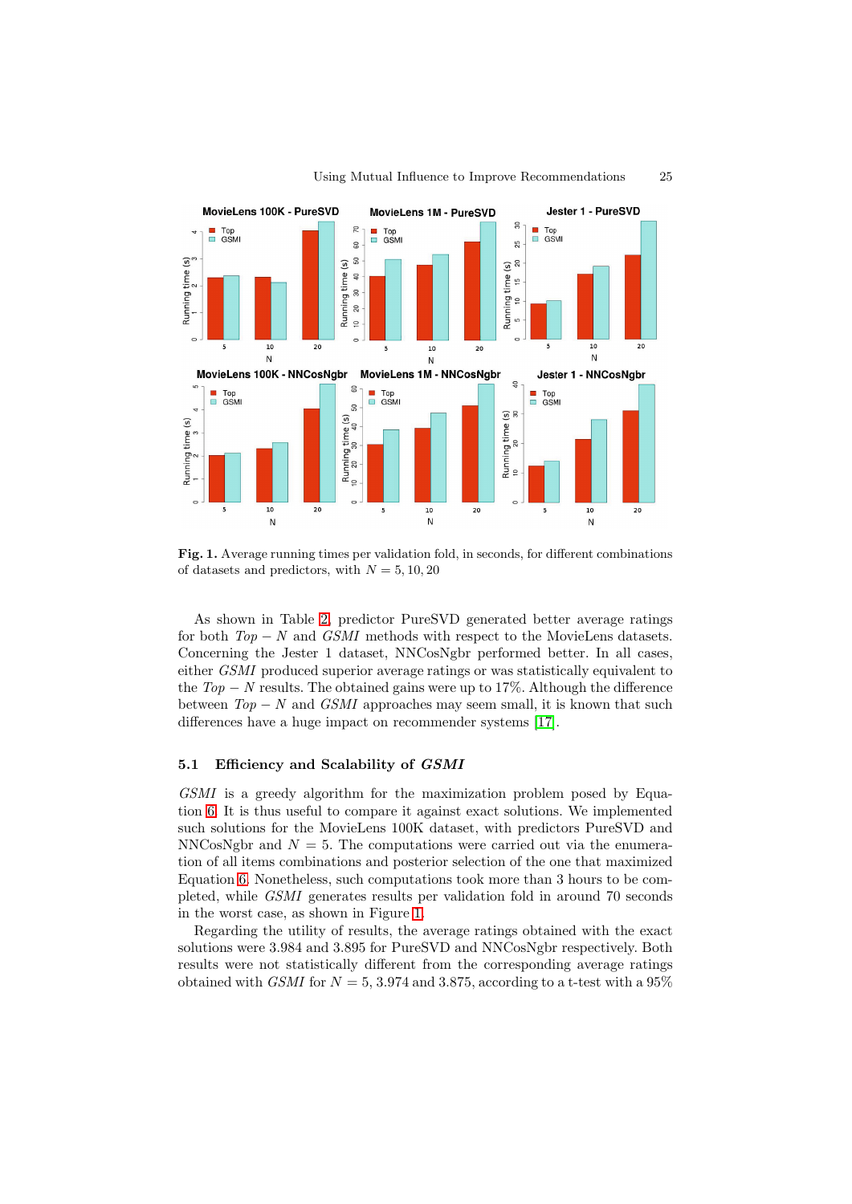Fig. 1. Average running times per validation fold, in seconds, for different combinations of datasets and predictors, with $N = 5, 10, 20$

As shown in Table 2, predictor PureSVD generated better average ratings for both $Top - N$ and *GSMI* methods with respect to the MovieLens datasets. Concerning the Jester 1 dataset, NNCosNgbr performed better. In all cases, either *GSMI* produced superior average ratings or was statistically equivalent to the $Top - N$ results. The obtained gains were up to 17%. Although the difference between $Top - N$ and *GSMI* approaches may seem small, it is known that such differences have a huge impact on recommender systems [17].

### 5.1 Efficiency and Scalability of *GSMI*

*GSMI* is a greedy algorithm for the maximization problem posed by Equation 6. It is thus useful to compare it against exact solutions. We implemented such solutions for the MovieLens 100K dataset, with predictors PureSVD and NNCosNgbr and $N = 5$. The computations were carried out via the enumeration of all items combinations and posterior selection of the one that maximized Equation 6. Nonetheless, such computations took more than 3 hours to be completed, while *GSMI* generates results per validation fold in around 70 seconds in the worst case, as shown in Figure 1.

Regarding the utility of results, the average ratings obtained with the exact solutions were 3.984 and 3.895 for PureSVD and NNCosNgbr respectively. Both results were not statistically different from the corresponding average ratings obtained with *GSMI* for $N = 5$, 3.974 and 3.875, according to a t-test with a 95%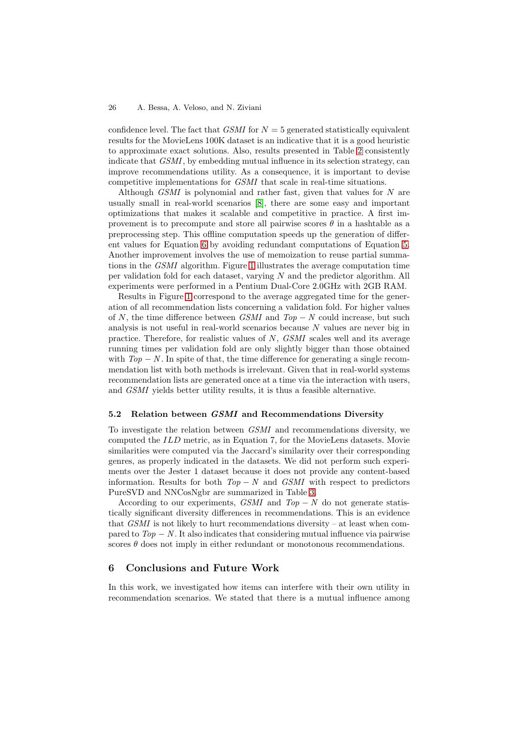confidence level. The fact that *GSMI* for $N = 5$ generated statistically equivalent results for the MovieLens 100K dataset is an indicative that it is a good heuristic to approximate exact solutions. Also, results presented in Table 2 consistently indicate that *GSMI*, by embedding mutual influence in its selection strategy, can improve recommendations utility. As a consequence, it is important to devise competitive implementations for *GSMI* that scale in real-time situations.

Although *GSMI* is polynomial and rather fast, given that values for $N$ are usually small in real-world scenarios [8], there are some easy and important optimizations that makes it scalable and competitive in practice. A first improvement is to precompute and store all pairwise scores $\theta$ in a hashtable as a preprocessing step. This offline computation speeds up the generation of different values for Equation 6 by avoiding redundant computations of Equation 5. Another improvement involves the use of memoization to reuse partial summations in the *GSMI* algorithm. Figure 1 illustrates the average computation time per validation fold for each dataset, varying $N$ and the predictor algorithm. All experiments were performed in a Pentium Dual-Core 2.0GHz with 2GB RAM.

Results in Figure 1 correspond to the average aggregated time for the generation of all recommendation lists concerning a validation fold. For higher values of $N$, the time difference between *GSMI* and $Top - N$ could increase, but such analysis is not useful in real-world scenarios because $N$ values are never big in practice. Therefore, for realistic values of $N$, *GSMI* scales well and its average running times per validation fold are only slightly bigger than those obtained with $Top - N$. In spite of that, the time difference for generating a single recommendation list with both methods is irrelevant. Given that in real-world systems recommendation lists are generated once at a time via the interaction with users, and *GSMI* yields better utility results, it is thus a feasible alternative.

### 5.2 Relation between *GSMI* and Recommendations Diversity

To investigate the relation between *GSMI* and recommendations diversity, we computed the $ILD$ metric, as in Equation 7, for the MovieLens datasets. Movie similarities were computed via the Jaccard's similarity over their corresponding genres, as properly indicated in the datasets. We did not perform such experiments over the Jester 1 dataset because it does not provide any content-based information. Results for both $Top - N$ and *GSMI* with respect to predictors PureSVD and NNCosNgbr are summarized in Table 3.

According to our experiments, *GSMI* and $Top - N$ do not generate statistically significant diversity differences in recommendations. This is an evidence that *GSMI* is not likely to hurt recommendations diversity – at least when compared to $Top - N$. It also indicates that considering mutual influence via pairwise scores $\theta$ does not imply in either redundant or monotonous recommendations.

## 6 Conclusions and Future Work

In this work, we investigated how items can interfere with their own utility in recommendation scenarios. We stated that there is a mutual influence among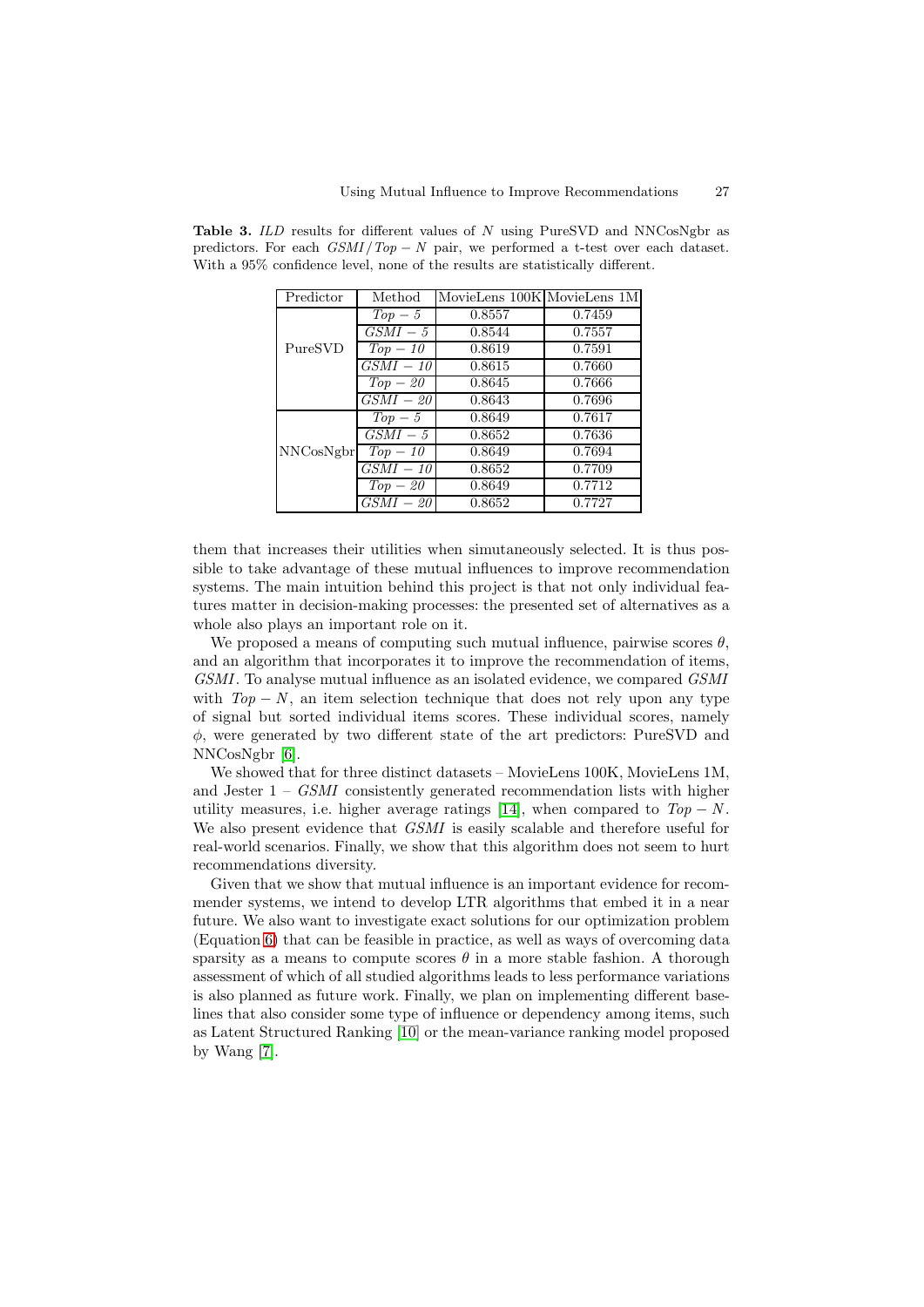**Table 3.** *ILD* results for different values of $N$ using PureSVD and NNCosNgbr as predictors. For each $GSMI/Top-N$ pair, we performed a t-test over each dataset. With a 95% confidence level, none of the results are statistically different.

| Predictor | Method | MovieLens 100K | MovieLens 1M |
|---|---|---|---|
| PureSVD | $Top-5$ | 0.8557 | 0.7459 |
| | $GSMI-5$ | 0.8544 | 0.7557 |
| | $Top-10$ | 0.8619 | 0.7591 |
| | $GSMI-10$ | 0.8615 | 0.7660 |
| | $Top-20$ | 0.8645 | 0.7666 |
| | $GSMI-20$ | 0.8643 | 0.7696 |
| NNCosNgbr | $Top-5$ | 0.8649 | 0.7617 |
| | $GSMI-5$ | 0.8652 | 0.7636 |
| | $Top-10$ | 0.8649 | 0.7694 |
| | $GSMI-10$ | 0.8652 | 0.7709 |
| | $Top-20$ | 0.8649 | 0.7712 |
| | $GSMI-20$ | 0.8652 | 0.7727 |

them that increases their utilities when simutaneously selected. It is thus possible to take advantage of these mutual influences to improve recommendation systems. The main intuition behind this project is that not only individual features matter in decision-making processes: the presented set of alternatives as a whole also plays an important role on it.

We proposed a means of computing such mutual influence, pairwise scores $\theta$, and an algorithm that incorporates it to improve the recommendation of items, *GSMI*. To analyse mutual influence as an isolated evidence, we compared *GSMI* with $Top-N$, an item selection technique that does not rely upon any type of signal but sorted individual items scores. These individual scores, namely $\phi$, were generated by two different state of the art predictors: PureSVD and NNCosNgbr [6].

We showed that for three distinct datasets – MovieLens 100K, MovieLens 1M, and Jester 1 – *GSMI* consistently generated recommendation lists with higher utility measures, i.e. higher average ratings [14], when compared to $Top-N$. We also present evidence that *GSMI* is easily scalable and therefore useful for real-world scenarios. Finally, we show that this algorithm does not seem to hurt recommendations diversity.

Given that we show that mutual influence is an important evidence for recommender systems, we intend to develop LTR algorithms that embed it in a near future. We also want to investigate exact solutions for our optimization problem (Equation 6) that can be feasible in practice, as well as ways of overcoming data sparsity as a means to compute scores $\theta$ in a more stable fashion. A thorough assessment of which of all studied algorithms leads to less performance variations is also planned as future work. Finally, we plan on implementing different baselines that also consider some type of influence or dependency among items, such as Latent Structured Ranking [10] or the mean-variance ranking model proposed by Wang [7].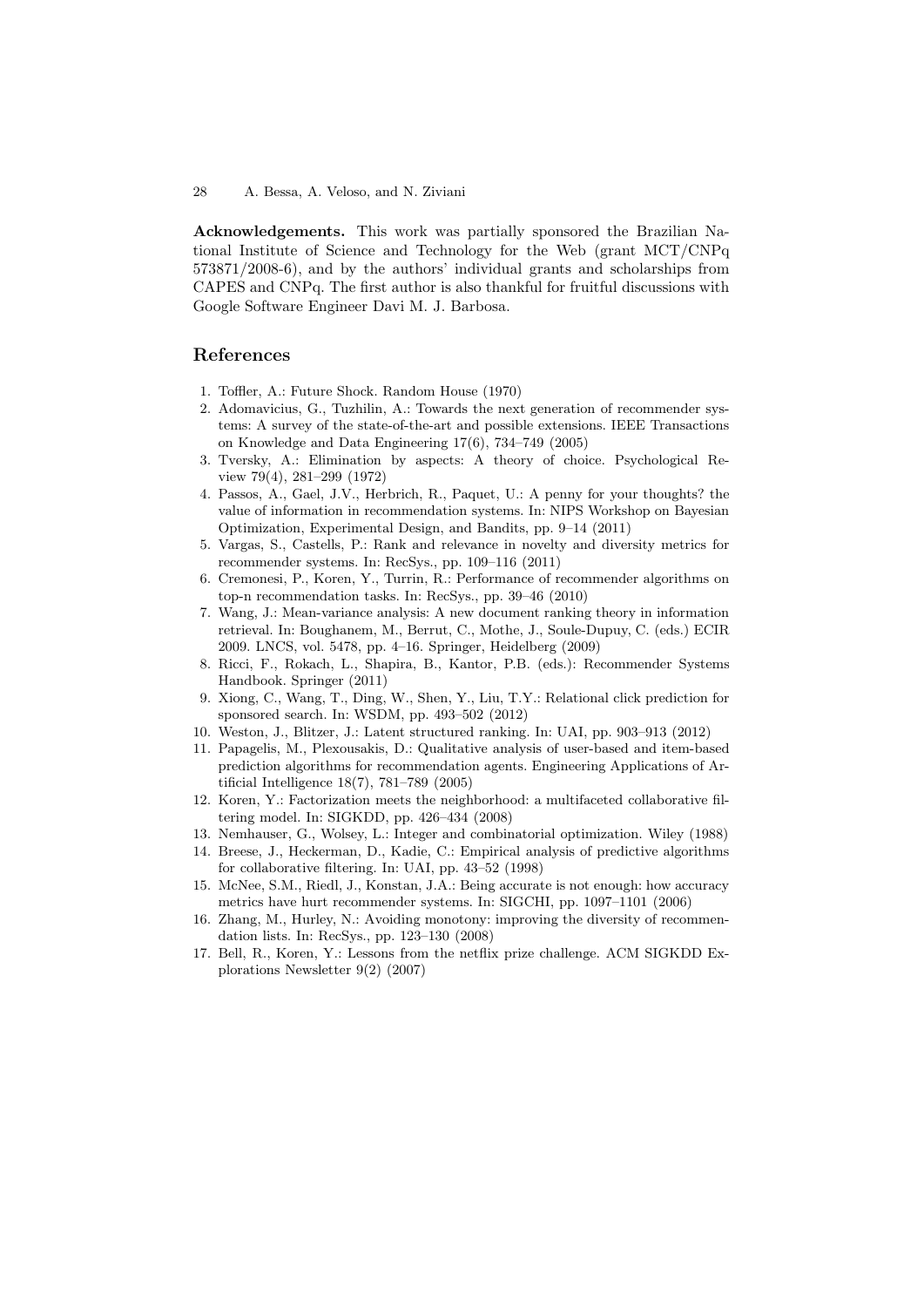**Acknowledgements.** This work was partially sponsored the Brazilian National Institute of Science and Technology for the Web (grant MCT/CNPq 573871/2008-6), and by the authors' individual grants and scholarships from CAPES and CNPq. The first author is also thankful for fruitful discussions with Google Software Engineer Davi M. J. Barbosa.

## References

1. Toffler, A.: Future Shock. Random House (1970)
2. Adomavicius, G., Tuzhilin, A.: Towards the next generation of recommender systems: A survey of the state-of-the-art and possible extensions. IEEE Transactions on Knowledge and Data Engineering 17(6), 734–749 (2005)
3. Tversky, A.: Elimination by aspects: A theory of choice. Psychological Review 79(4), 281–299 (1972)
4. Passos, A., Gael, J.V., Herbrich, R., Paquet, U.: A penny for your thoughts? the value of information in recommendation systems. In: NIPS Workshop on Bayesian Optimization, Experimental Design, and Bandits, pp. 9–14 (2011)
5. Vargas, S., Castells, P.: Rank and relevance in novelty and diversity metrics for recommender systems. In: RecSys., pp. 109–116 (2011)
6. Cremonesi, P., Koren, Y., Turrin, R.: Performance of recommender algorithms on top-n recommendation tasks. In: RecSys., pp. 39–46 (2010)
7. Wang, J.: Mean-variance analysis: A new document ranking theory in information retrieval. In: Boughanem, M., Berrut, C., Mothe, J., Soule-Dupuy, C. (eds.) ECIR 2009. LNCS, vol. 5478, pp. 4–16. Springer, Heidelberg (2009)
8. Ricci, F., Rokach, L., Shapira, B., Kantor, P.B. (eds.): Recommender Systems Handbook. Springer (2011)
9. Xiong, C., Wang, T., Ding, W., Shen, Y., Liu, T.Y.: Relational click prediction for sponsored search. In: WSDM, pp. 493–502 (2012)
10. Weston, J., Blitzer, J.: Latent structured ranking. In: UAI, pp. 903–913 (2012)
11. Papagelis, M., Plexousakis, D.: Qualitative analysis of user-based and item-based prediction algorithms for recommendation agents. Engineering Applications of Artificial Intelligence 18(7), 781–789 (2005)
12. Koren, Y.: Factorization meets the neighborhood: a multifaceted collaborative filtering model. In: SIGKDD, pp. 426–434 (2008)
13. Nemhauser, G., Wolsey, L.: Integer and combinatorial optimization. Wiley (1988)
14. Breese, J., Heckerman, D., Kadie, C.: Empirical analysis of predictive algorithms for collaborative filtering. In: UAI, pp. 43–52 (1998)
15. McNee, S.M., Riedl, J., Konstan, J.A.: Being accurate is not enough: how accuracy metrics have hurt recommender systems. In: SIGCHI, pp. 1097–1101 (2006)
16. Zhang, M., Hurley, N.: Avoiding monotony: improving the diversity of recommendation lists. In: RecSys., pp. 123–130 (2008)
17. Bell, R., Koren, Y.: Lessons from the netflix prize challenge. ACM SIGKDD Explorations Newsletter 9(2) (2007)